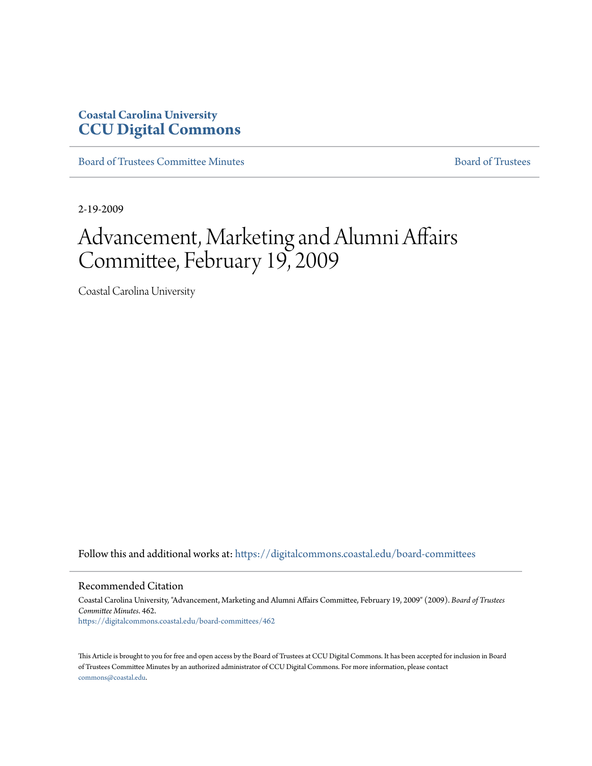**Coastal Carolina University**
**CCU Digital Commons**

Board of Trustees Committee Minutes | Board of Trustees

2-19-2009

# Advancement, Marketing and Alumni Affairs Committee, February 19, 2009

Coastal Carolina University

Follow this and additional works at: https://digitalcommons.coastal.edu/board-committees

## Recommended Citation

Coastal Carolina University, "Advancement, Marketing and Alumni Affairs Committee, February 19, 2009" (2009). *Board of Trustees Committee Minutes*. 462.
https://digitalcommons.coastal.edu/board-committees/462

This Article is brought to you for free and open access by the Board of Trustees at CCU Digital Commons. It has been accepted for inclusion in Board of Trustees Committee Minutes by an authorized administrator of CCU Digital Commons. For more information, please contact commons@coastal.edu.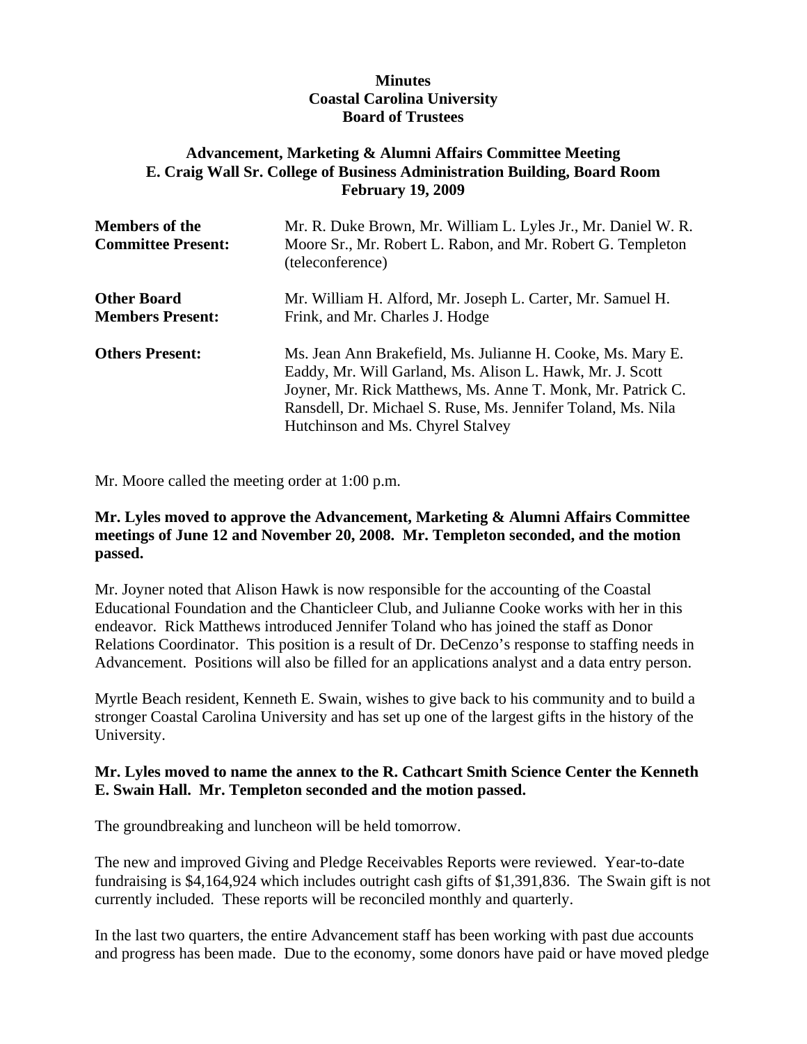**Minutes**
**Coastal Carolina University**
**Board of Trustees**

**Advancement, Marketing & Alumni Affairs Committee Meeting**
**E. Craig Wall Sr. College of Business Administration Building, Board Room**
**February 19, 2009**

| | |
|---|---|
| **Members of the Committee Present:** | Mr. R. Duke Brown, Mr. William L. Lyles Jr., Mr. Daniel W. R. Moore Sr., Mr. Robert L. Rabon, and Mr. Robert G. Templeton (teleconference) |
| **Other Board Members Present:** | Mr. William H. Alford, Mr. Joseph L. Carter, Mr. Samuel H. Frink, and Mr. Charles J. Hodge |
| **Others Present:** | Ms. Jean Ann Brakefield, Ms. Julianne H. Cooke, Ms. Mary E. Eaddy, Mr. Will Garland, Ms. Alison L. Hawk, Mr. J. Scott Joyner, Mr. Rick Matthews, Ms. Anne T. Monk, Mr. Patrick C. Ransdell, Dr. Michael S. Ruse, Ms. Jennifer Toland, Ms. Nila Hutchinson and Ms. Chyrel Stalvey |

Mr. Moore called the meeting order at 1:00 p.m.

**Mr. Lyles moved to approve the Advancement, Marketing & Alumni Affairs Committee meetings of June 12 and November 20, 2008. Mr. Templeton seconded, and the motion passed.**

Mr. Joyner noted that Alison Hawk is now responsible for the accounting of the Coastal Educational Foundation and the Chanticleer Club, and Julianne Cooke works with her in this endeavor. Rick Matthews introduced Jennifer Toland who has joined the staff as Donor Relations Coordinator. This position is a result of Dr. DeCenzo's response to staffing needs in Advancement. Positions will also be filled for an applications analyst and a data entry person.

Myrtle Beach resident, Kenneth E. Swain, wishes to give back to his community and to build a stronger Coastal Carolina University and has set up one of the largest gifts in the history of the University.

**Mr. Lyles moved to name the annex to the R. Cathcart Smith Science Center the Kenneth E. Swain Hall. Mr. Templeton seconded and the motion passed.**

The groundbreaking and luncheon will be held tomorrow.

The new and improved Giving and Pledge Receivables Reports were reviewed. Year-to-date fundraising is $4,164,924 which includes outright cash gifts of $1,391,836. The Swain gift is not currently included. These reports will be reconciled monthly and quarterly.

In the last two quarters, the entire Advancement staff has been working with past due accounts and progress has been made. Due to the economy, some donors have paid or have moved pledge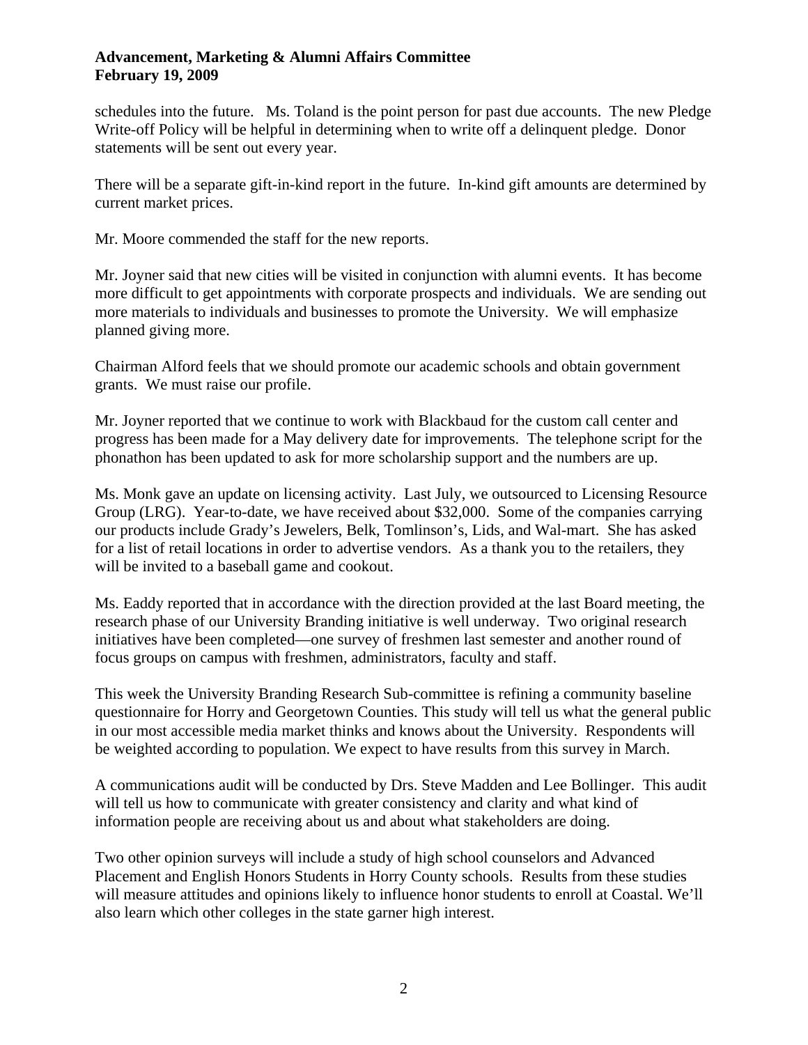schedules into the future. Ms. Toland is the point person for past due accounts. The new Pledge Write-off Policy will be helpful in determining when to write off a delinquent pledge. Donor statements will be sent out every year.

There will be a separate gift-in-kind report in the future. In-kind gift amounts are determined by current market prices.

Mr. Moore commended the staff for the new reports.

Mr. Joyner said that new cities will be visited in conjunction with alumni events. It has become more difficult to get appointments with corporate prospects and individuals. We are sending out more materials to individuals and businesses to promote the University. We will emphasize planned giving more.

Chairman Alford feels that we should promote our academic schools and obtain government grants. We must raise our profile.

Mr. Joyner reported that we continue to work with Blackbaud for the custom call center and progress has been made for a May delivery date for improvements. The telephone script for the phonathon has been updated to ask for more scholarship support and the numbers are up.

Ms. Monk gave an update on licensing activity. Last July, we outsourced to Licensing Resource Group (LRG). Year-to-date, we have received about $32,000. Some of the companies carrying our products include Grady's Jewelers, Belk, Tomlinson's, Lids, and Wal-mart. She has asked for a list of retail locations in order to advertise vendors. As a thank you to the retailers, they will be invited to a baseball game and cookout.

Ms. Eaddy reported that in accordance with the direction provided at the last Board meeting, the research phase of our University Branding initiative is well underway. Two original research initiatives have been completed—one survey of freshmen last semester and another round of focus groups on campus with freshmen, administrators, faculty and staff.

This week the University Branding Research Sub-committee is refining a community baseline questionnaire for Horry and Georgetown Counties. This study will tell us what the general public in our most accessible media market thinks and knows about the University. Respondents will be weighted according to population. We expect to have results from this survey in March.

A communications audit will be conducted by Drs. Steve Madden and Lee Bollinger. This audit will tell us how to communicate with greater consistency and clarity and what kind of information people are receiving about us and about what stakeholders are doing.

Two other opinion surveys will include a study of high school counselors and Advanced Placement and English Honors Students in Horry County schools. Results from these studies will measure attitudes and opinions likely to influence honor students to enroll at Coastal. We'll also learn which other colleges in the state garner high interest.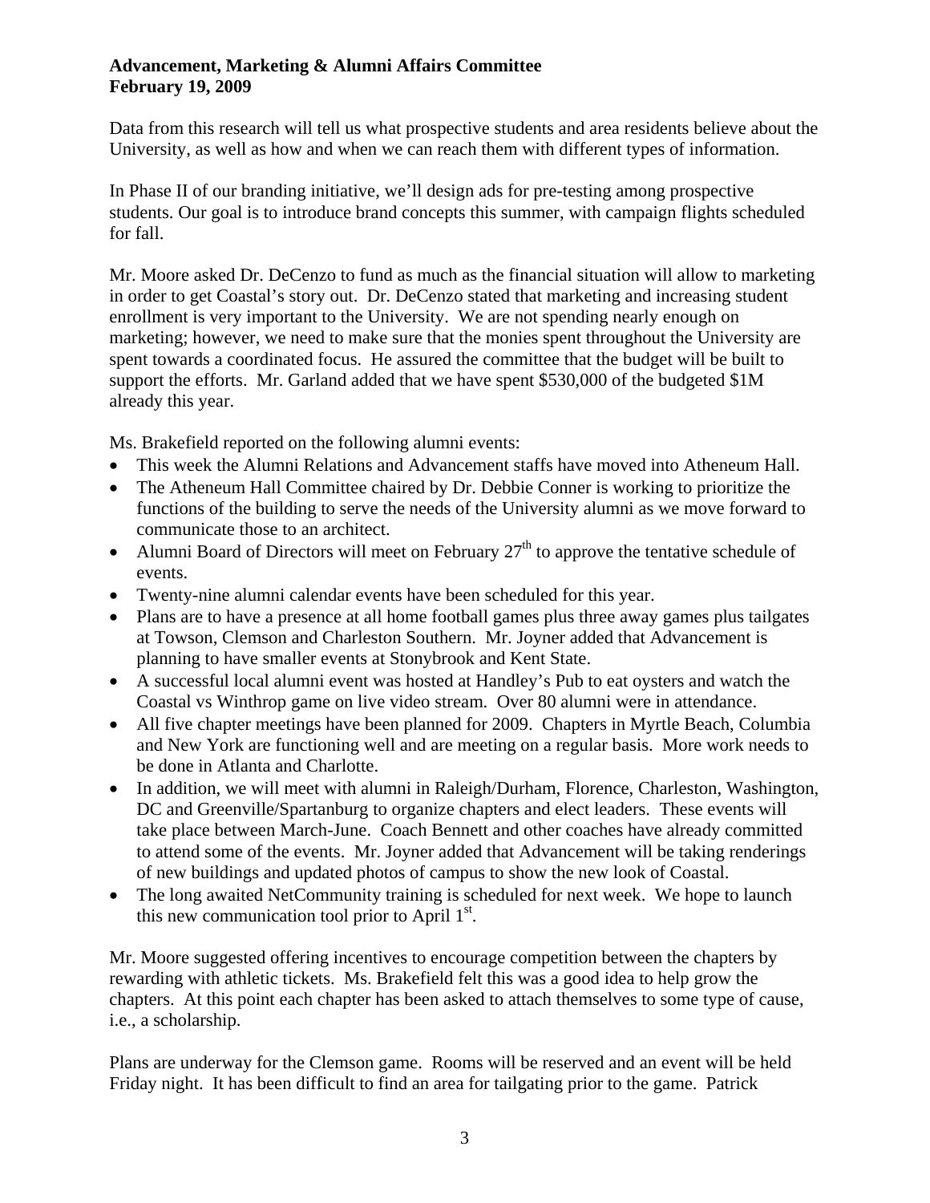Data from this research will tell us what prospective students and area residents believe about the University, as well as how and when we can reach them with different types of information.

In Phase II of our branding initiative, we'll design ads for pre-testing among prospective students. Our goal is to introduce brand concepts this summer, with campaign flights scheduled for fall.

Mr. Moore asked Dr. DeCenzo to fund as much as the financial situation will allow to marketing in order to get Coastal's story out. Dr. DeCenzo stated that marketing and increasing student enrollment is very important to the University. We are not spending nearly enough on marketing; however, we need to make sure that the monies spent throughout the University are spent towards a coordinated focus. He assured the committee that the budget will be built to support the efforts. Mr. Garland added that we have spent $530,000 of the budgeted $1M already this year.

Ms. Brakefield reported on the following alumni events:

- This week the Alumni Relations and Advancement staffs have moved into Atheneum Hall.
- The Atheneum Hall Committee chaired by Dr. Debbie Conner is working to prioritize the functions of the building to serve the needs of the University alumni as we move forward to communicate those to an architect.
- Alumni Board of Directors will meet on February 27th to approve the tentative schedule of events.
- Twenty-nine alumni calendar events have been scheduled for this year.
- Plans are to have a presence at all home football games plus three away games plus tailgates at Towson, Clemson and Charleston Southern. Mr. Joyner added that Advancement is planning to have smaller events at Stonybrook and Kent State.
- A successful local alumni event was hosted at Handley's Pub to eat oysters and watch the Coastal vs Winthrop game on live video stream. Over 80 alumni were in attendance.
- All five chapter meetings have been planned for 2009. Chapters in Myrtle Beach, Columbia and New York are functioning well and are meeting on a regular basis. More work needs to be done in Atlanta and Charlotte.
- In addition, we will meet with alumni in Raleigh/Durham, Florence, Charleston, Washington, DC and Greenville/Spartanburg to organize chapters and elect leaders. These events will take place between March-June. Coach Bennett and other coaches have already committed to attend some of the events. Mr. Joyner added that Advancement will be taking renderings of new buildings and updated photos of campus to show the new look of Coastal.
- The long awaited NetCommunity training is scheduled for next week. We hope to launch this new communication tool prior to April 1st.

Mr. Moore suggested offering incentives to encourage competition between the chapters by rewarding with athletic tickets. Ms. Brakefield felt this was a good idea to help grow the chapters. At this point each chapter has been asked to attach themselves to some type of cause, i.e., a scholarship.

Plans are underway for the Clemson game. Rooms will be reserved and an event will be held Friday night. It has been difficult to find an area for tailgating prior to the game. Patrick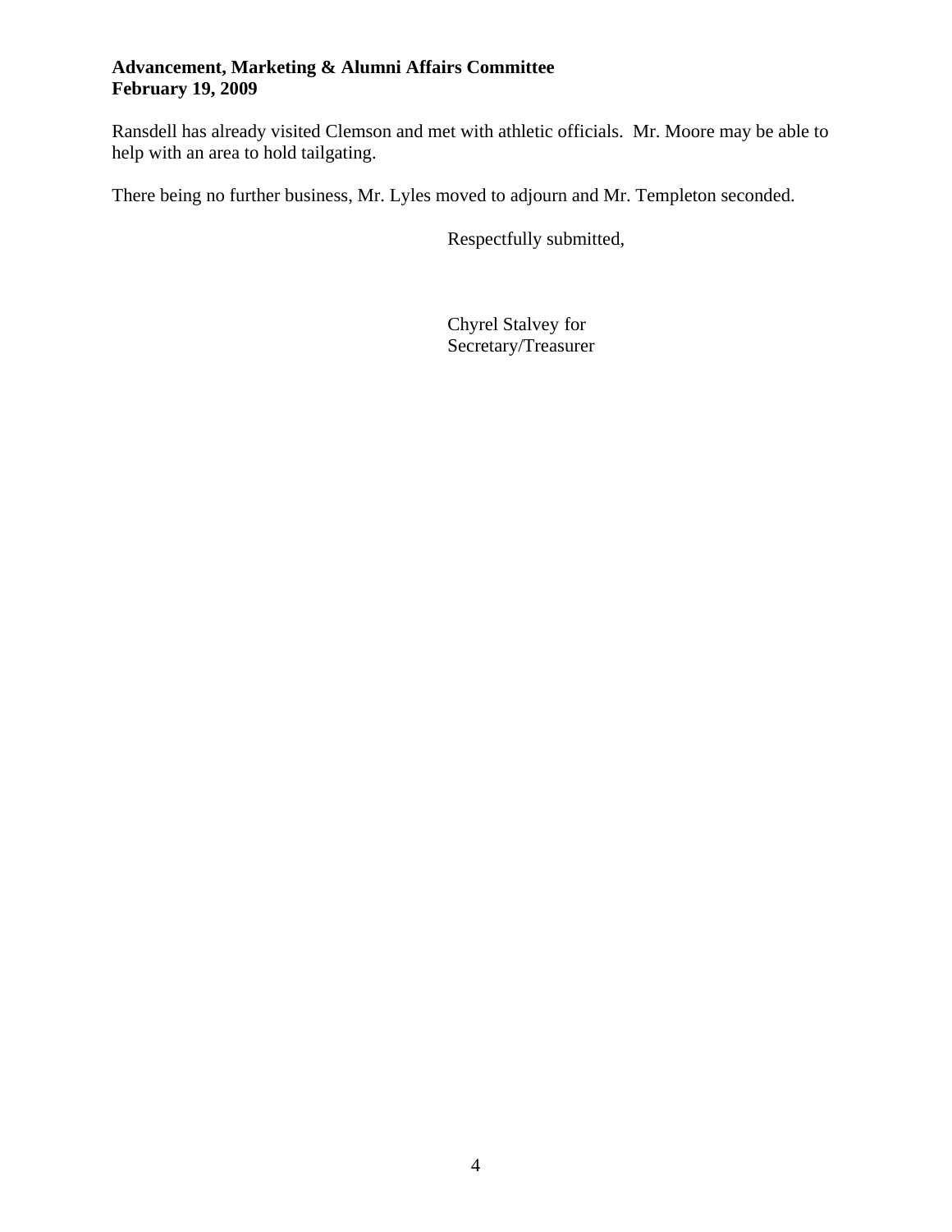Ransdell has already visited Clemson and met with athletic officials.  Mr. Moore may be able to help with an area to hold tailgating.

There being no further business, Mr. Lyles moved to adjourn and Mr. Templeton seconded.

Respectfully submitted,

Chyrel Stalvey for
Secretary/Treasurer